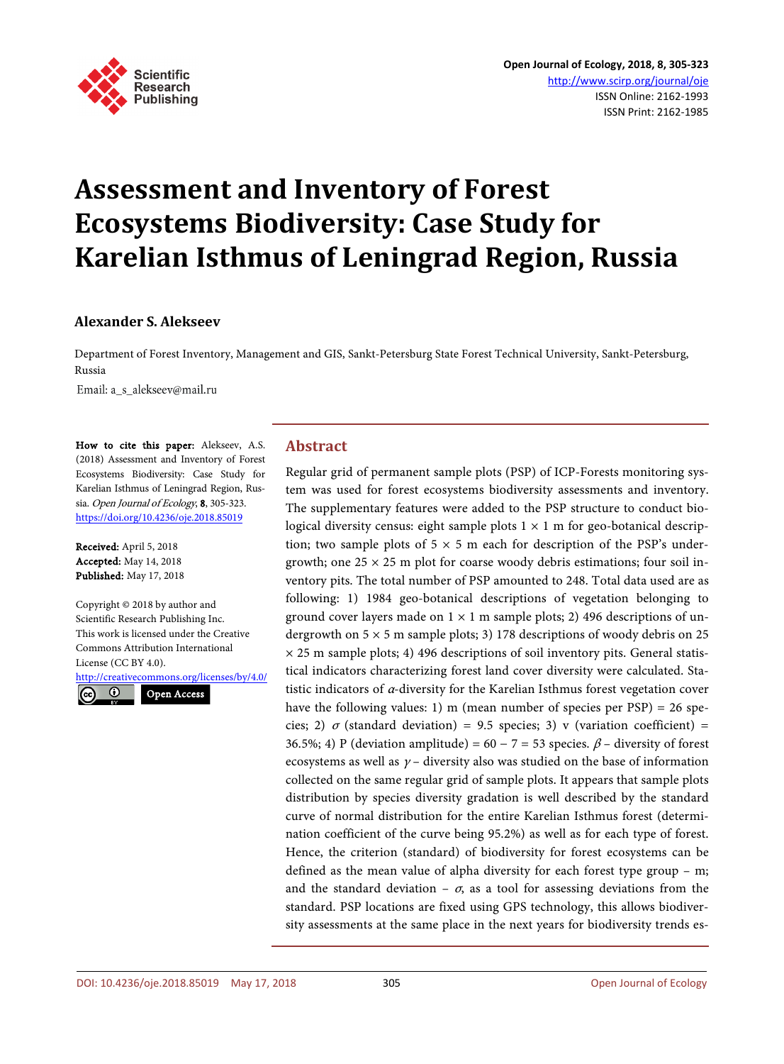# Assessment and Inventory of Forest Ecosystems Biodiversity: Case Study for Karelian Isthmus of Leningrad Region, Russia

**Alexander S. Alekseev**

Department of Forest Inventory, Management and GIS, Sankt-Petersburg State Forest Technical University, Sankt-Petersburg, Russia

Email: a_s_alekseev@mail.ru

**How to cite this paper:** Alekseev, A.S. (2018) Assessment and Inventory of Forest Ecosystems Biodiversity: Case Study for Karelian Isthmus of Leningrad Region, Russia. *Open Journal of Ecology*, **8**, 305-323.
https://doi.org/10.4236/oje.2018.85019

**Received:** April 5, 2018
**Accepted:** May 14, 2018
**Published:** May 17, 2018

Copyright © 2018 by author and Scientific Research Publishing Inc.
This work is licensed under the Creative Commons Attribution International License (CC BY 4.0).
http://creativecommons.org/licenses/by/4.0/

Open Access

## Abstract

Regular grid of permanent sample plots (PSP) of ICP-Forests monitoring system was used for forest ecosystems biodiversity assessments and inventory. The supplementary features were added to the PSP structure to conduct biological diversity census: eight sample plots 1 × 1 m for geo-botanical description; two sample plots of 5 × 5 m each for description of the PSP's undergrowth; one 25 × 25 m plot for coarse woody debris estimations; four soil inventory pits. The total number of PSP amounted to 248. Total data used are as following: 1) 1984 geo-botanical descriptions of vegetation belonging to ground cover layers made on 1 × 1 m sample plots; 2) 496 descriptions of undergrowth on 5 × 5 m sample plots; 3) 178 descriptions of woody debris on 25 × 25 m sample plots; 4) 496 descriptions of soil inventory pits. General statistical indicators characterizing forest land cover diversity were calculated. Statistic indicators of $\alpha$-diversity for the Karelian Isthmus forest vegetation cover have the following values: 1) m (mean number of species per PSP) = 26 species; 2) $\sigma$ (standard deviation) = 9.5 species; 3) v (variation coefficient) = 36.5%; 4) P (deviation amplitude) = 60 − 7 = 53 species. $\beta$ – diversity of forest ecosystems as well as $\gamma$ – diversity also was studied on the base of information collected on the same regular grid of sample plots. It appears that sample plots distribution by species diversity gradation is well described by the standard curve of normal distribution for the entire Karelian Isthmus forest (determination coefficient of the curve being 95.2%) as well as for each type of forest. Hence, the criterion (standard) of biodiversity for forest ecosystems can be defined as the mean value of alpha diversity for each forest type group – m; and the standard deviation – $\sigma$, as a tool for assessing deviations from the standard. PSP locations are fixed using GPS technology, this allows biodiversity assessments at the same place in the next years for biodiversity trends es-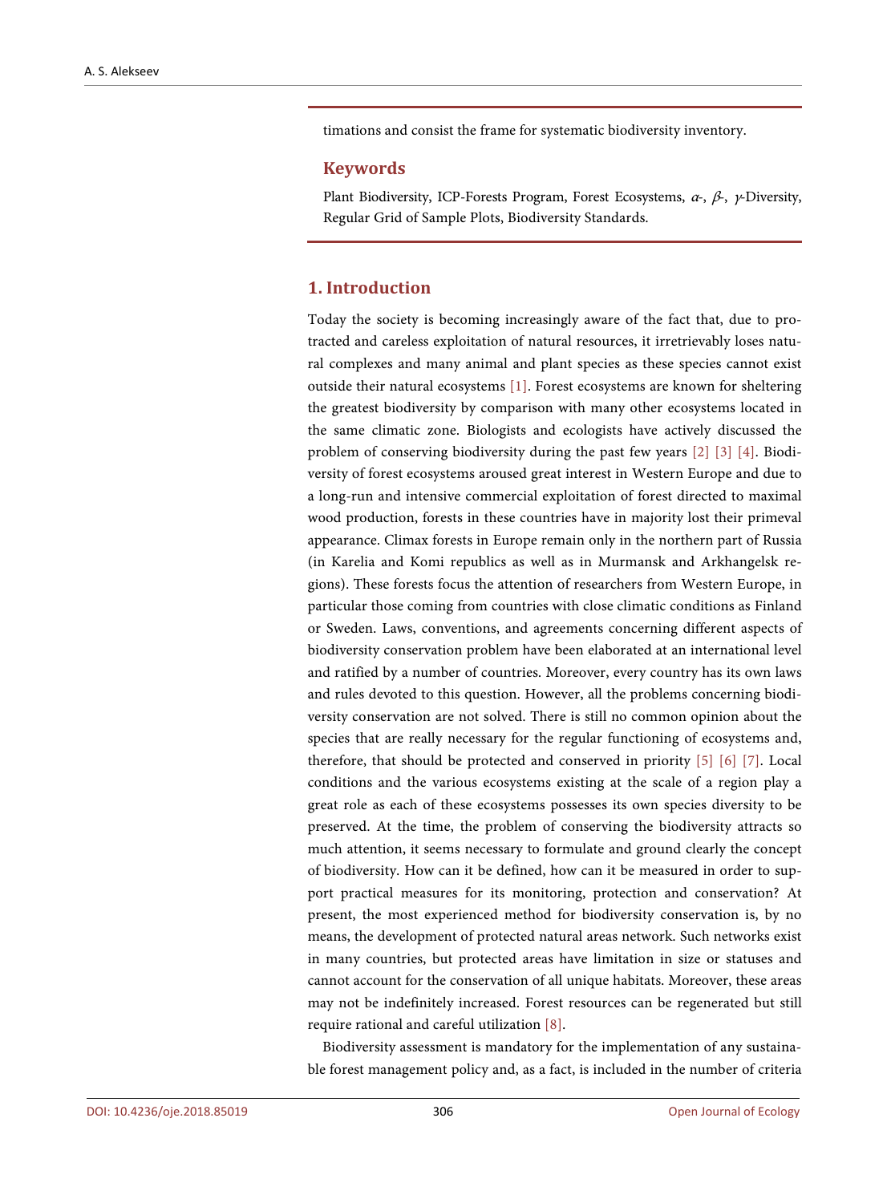timations and consist the frame for systematic biodiversity inventory.

## Keywords

Plant Biodiversity, ICP-Forests Program, Forest Ecosystems, $\alpha$-, $\beta$-, $\gamma$-Diversity, Regular Grid of Sample Plots, Biodiversity Standards.

## 1. Introduction

Today the society is becoming increasingly aware of the fact that, due to protracted and careless exploitation of natural resources, it irretrievably loses natural complexes and many animal and plant species as these species cannot exist outside their natural ecosystems [1]. Forest ecosystems are known for sheltering the greatest biodiversity by comparison with many other ecosystems located in the same climatic zone. Biologists and ecologists have actively discussed the problem of conserving biodiversity during the past few years [2] [3] [4]. Biodiversity of forest ecosystems aroused great interest in Western Europe and due to a long-run and intensive commercial exploitation of forest directed to maximal wood production, forests in these countries have in majority lost their primeval appearance. Climax forests in Europe remain only in the northern part of Russia (in Karelia and Komi republics as well as in Murmansk and Arkhangelsk regions). These forests focus the attention of researchers from Western Europe, in particular those coming from countries with close climatic conditions as Finland or Sweden. Laws, conventions, and agreements concerning different aspects of biodiversity conservation problem have been elaborated at an international level and ratified by a number of countries. Moreover, every country has its own laws and rules devoted to this question. However, all the problems concerning biodiversity conservation are not solved. There is still no common opinion about the species that are really necessary for the regular functioning of ecosystems and, therefore, that should be protected and conserved in priority [5] [6] [7]. Local conditions and the various ecosystems existing at the scale of a region play a great role as each of these ecosystems possesses its own species diversity to be preserved. At the time, the problem of conserving the biodiversity attracts so much attention, it seems necessary to formulate and ground clearly the concept of biodiversity. How can it be defined, how can it be measured in order to support practical measures for its monitoring, protection and conservation? At present, the most experienced method for biodiversity conservation is, by no means, the development of protected natural areas network. Such networks exist in many countries, but protected areas have limitation in size or statuses and cannot account for the conservation of all unique habitats. Moreover, these areas may not be indefinitely increased. Forest resources can be regenerated but still require rational and careful utilization [8].

Biodiversity assessment is mandatory for the implementation of any sustainable forest management policy and, as a fact, is included in the number of criteria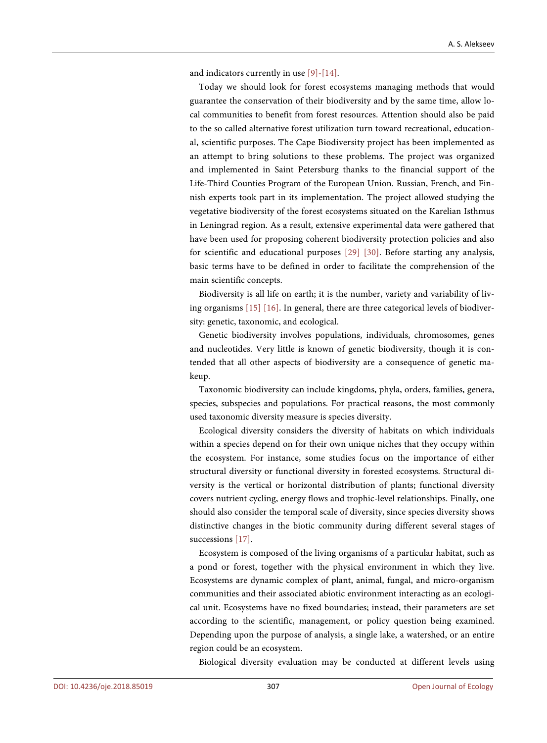and indicators currently in use [9]-[14].

Today we should look for forest ecosystems managing methods that would guarantee the conservation of their biodiversity and by the same time, allow local communities to benefit from forest resources. Attention should also be paid to the so called alternative forest utilization turn toward recreational, educational, scientific purposes. The Cape Biodiversity project has been implemented as an attempt to bring solutions to these problems. The project was organized and implemented in Saint Petersburg thanks to the financial support of the Life-Third Counties Program of the European Union. Russian, French, and Finnish experts took part in its implementation. The project allowed studying the vegetative biodiversity of the forest ecosystems situated on the Karelian Isthmus in Leningrad region. As a result, extensive experimental data were gathered that have been used for proposing coherent biodiversity protection policies and also for scientific and educational purposes [29] [30]. Before starting any analysis, basic terms have to be defined in order to facilitate the comprehension of the main scientific concepts.

Biodiversity is all life on earth; it is the number, variety and variability of living organisms [15] [16]. In general, there are three categorical levels of biodiversity: genetic, taxonomic, and ecological.

Genetic biodiversity involves populations, individuals, chromosomes, genes and nucleotides. Very little is known of genetic biodiversity, though it is contended that all other aspects of biodiversity are a consequence of genetic makeup.

Taxonomic biodiversity can include kingdoms, phyla, orders, families, genera, species, subspecies and populations. For practical reasons, the most commonly used taxonomic diversity measure is species diversity.

Ecological diversity considers the diversity of habitats on which individuals within a species depend on for their own unique niches that they occupy within the ecosystem. For instance, some studies focus on the importance of either structural diversity or functional diversity in forested ecosystems. Structural diversity is the vertical or horizontal distribution of plants; functional diversity covers nutrient cycling, energy flows and trophic-level relationships. Finally, one should also consider the temporal scale of diversity, since species diversity shows distinctive changes in the biotic community during different several stages of successions [17].

Ecosystem is composed of the living organisms of a particular habitat, such as a pond or forest, together with the physical environment in which they live. Ecosystems are dynamic complex of plant, animal, fungal, and micro-organism communities and their associated abiotic environment interacting as an ecological unit. Ecosystems have no fixed boundaries; instead, their parameters are set according to the scientific, management, or policy question being examined. Depending upon the purpose of analysis, a single lake, a watershed, or an entire region could be an ecosystem.

Biological diversity evaluation may be conducted at different levels using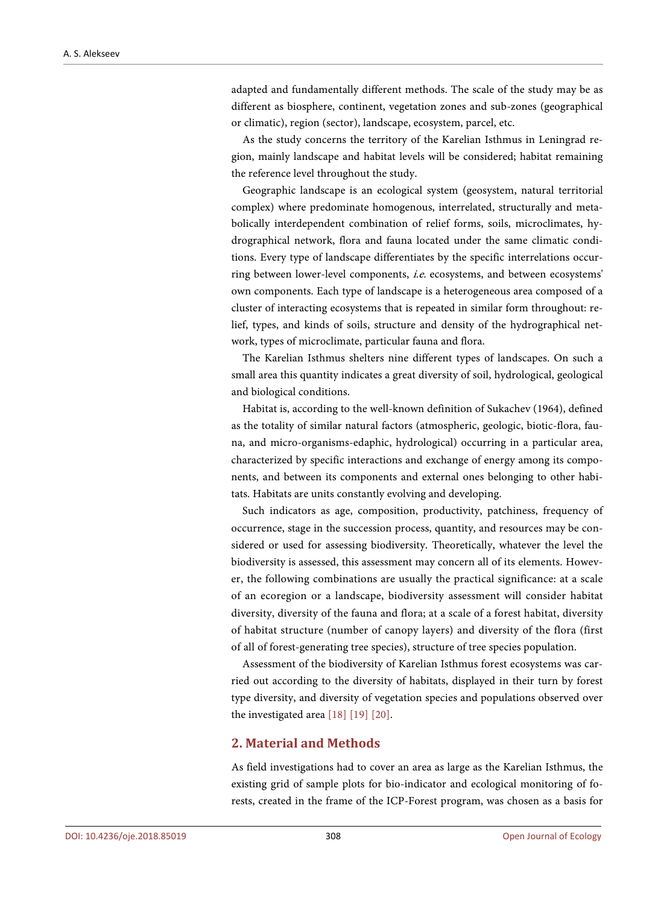adapted and fundamentally different methods. The scale of the study may be as different as biosphere, continent, vegetation zones and sub-zones (geographical or climatic), region (sector), landscape, ecosystem, parcel, etc.

As the study concerns the territory of the Karelian Isthmus in Leningrad region, mainly landscape and habitat levels will be considered; habitat remaining the reference level throughout the study.

Geographic landscape is an ecological system (geosystem, natural territorial complex) where predominate homogenous, interrelated, structurally and metabolically interdependent combination of relief forms, soils, microclimates, hydrographical network, flora and fauna located under the same climatic conditions. Every type of landscape differentiates by the specific interrelations occurring between lower-level components, *i.e.* ecosystems, and between ecosystems' own components. Each type of landscape is a heterogeneous area composed of a cluster of interacting ecosystems that is repeated in similar form throughout: relief, types, and kinds of soils, structure and density of the hydrographical network, types of microclimate, particular fauna and flora.

The Karelian Isthmus shelters nine different types of landscapes. On such a small area this quantity indicates a great diversity of soil, hydrological, geological and biological conditions.

Habitat is, according to the well-known definition of Sukachev (1964), defined as the totality of similar natural factors (atmospheric, geologic, biotic-flora, fauna, and micro-organisms-edaphic, hydrological) occurring in a particular area, characterized by specific interactions and exchange of energy among its components, and between its components and external ones belonging to other habitats. Habitats are units constantly evolving and developing.

Such indicators as age, composition, productivity, patchiness, frequency of occurrence, stage in the succession process, quantity, and resources may be considered or used for assessing biodiversity. Theoretically, whatever the level the biodiversity is assessed, this assessment may concern all of its elements. However, the following combinations are usually the practical significance: at a scale of an ecoregion or a landscape, biodiversity assessment will consider habitat diversity, diversity of the fauna and flora; at a scale of a forest habitat, diversity of habitat structure (number of canopy layers) and diversity of the flora (first of all of forest-generating tree species), structure of tree species population.

Assessment of the biodiversity of Karelian Isthmus forest ecosystems was carried out according to the diversity of habitats, displayed in their turn by forest type diversity, and diversity of vegetation species and populations observed over the investigated area [18] [19] [20].

## 2. Material and Methods

As field investigations had to cover an area as large as the Karelian Isthmus, the existing grid of sample plots for bio-indicator and ecological monitoring of forests, created in the frame of the ICP-Forest program, was chosen as a basis for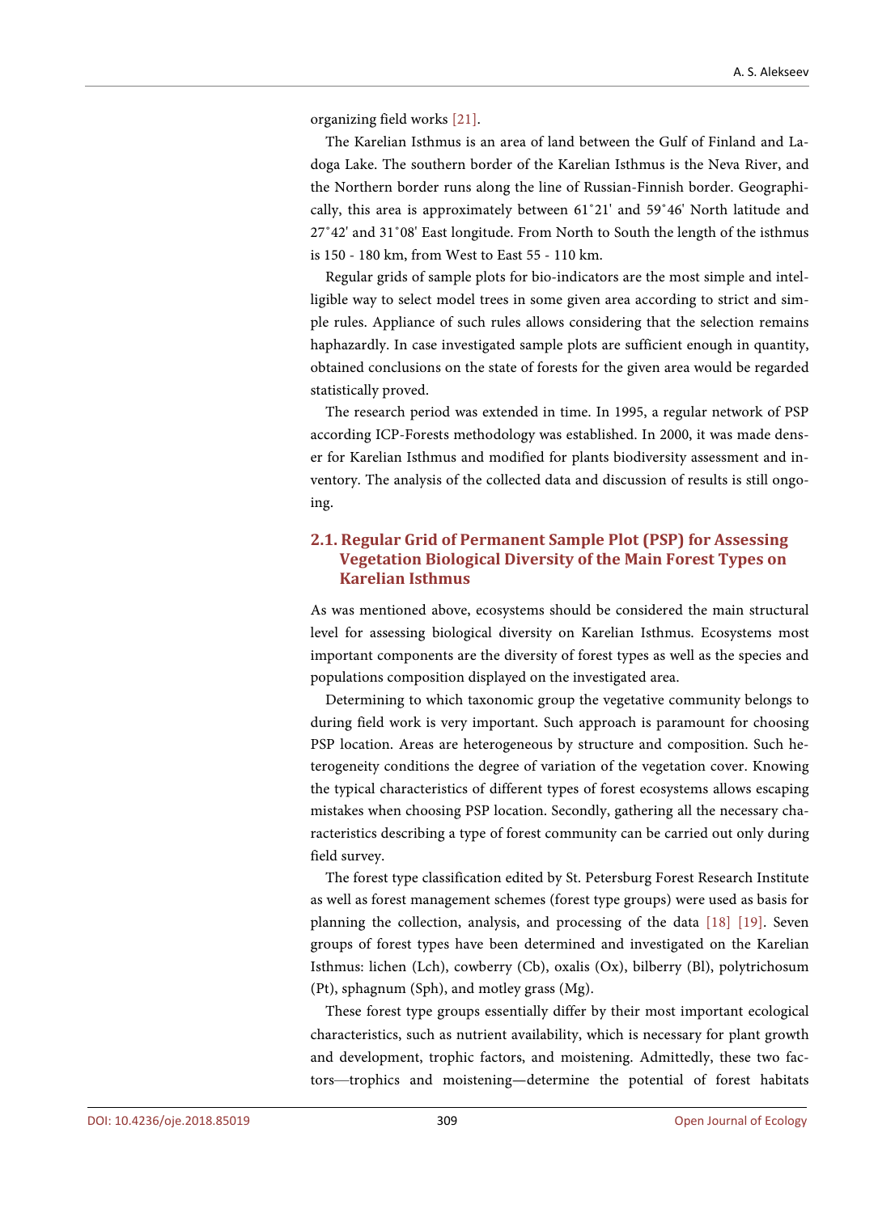organizing field works [21].

The Karelian Isthmus is an area of land between the Gulf of Finland and Ladoga Lake. The southern border of the Karelian Isthmus is the Neva River, and the Northern border runs along the line of Russian-Finnish border. Geographically, this area is approximately between 61˚21' and 59˚46' North latitude and 27˚42' and 31˚08' East longitude. From North to South the length of the isthmus is 150 - 180 km, from West to East 55 - 110 km.

Regular grids of sample plots for bio-indicators are the most simple and intelligible way to select model trees in some given area according to strict and simple rules. Appliance of such rules allows considering that the selection remains haphazardly. In case investigated sample plots are sufficient enough in quantity, obtained conclusions on the state of forests for the given area would be regarded statistically proved.

The research period was extended in time. In 1995, a regular network of PSP according ICP-Forests methodology was established. In 2000, it was made denser for Karelian Isthmus and modified for plants biodiversity assessment and inventory. The analysis of the collected data and discussion of results is still ongoing.

## 2.1. Regular Grid of Permanent Sample Plot (PSP) for Assessing Vegetation Biological Diversity of the Main Forest Types on Karelian Isthmus

As was mentioned above, ecosystems should be considered the main structural level for assessing biological diversity on Karelian Isthmus. Ecosystems most important components are the diversity of forest types as well as the species and populations composition displayed on the investigated area.

Determining to which taxonomic group the vegetative community belongs to during field work is very important. Such approach is paramount for choosing PSP location. Areas are heterogeneous by structure and composition. Such heterogeneity conditions the degree of variation of the vegetation cover. Knowing the typical characteristics of different types of forest ecosystems allows escaping mistakes when choosing PSP location. Secondly, gathering all the necessary characteristics describing a type of forest community can be carried out only during field survey.

The forest type classification edited by St. Petersburg Forest Research Institute as well as forest management schemes (forest type groups) were used as basis for planning the collection, analysis, and processing of the data [18] [19]. Seven groups of forest types have been determined and investigated on the Karelian Isthmus: lichen (Lch), cowberry (Cb), oxalis (Ox), bilberry (Bl), polytrichosum (Pt), sphagnum (Sph), and motley grass (Mg).

These forest type groups essentially differ by their most important ecological characteristics, such as nutrient availability, which is necessary for plant growth and development, trophic factors, and moistening. Admittedly, these two factors—trophics and moistening—determine the potential of forest habitats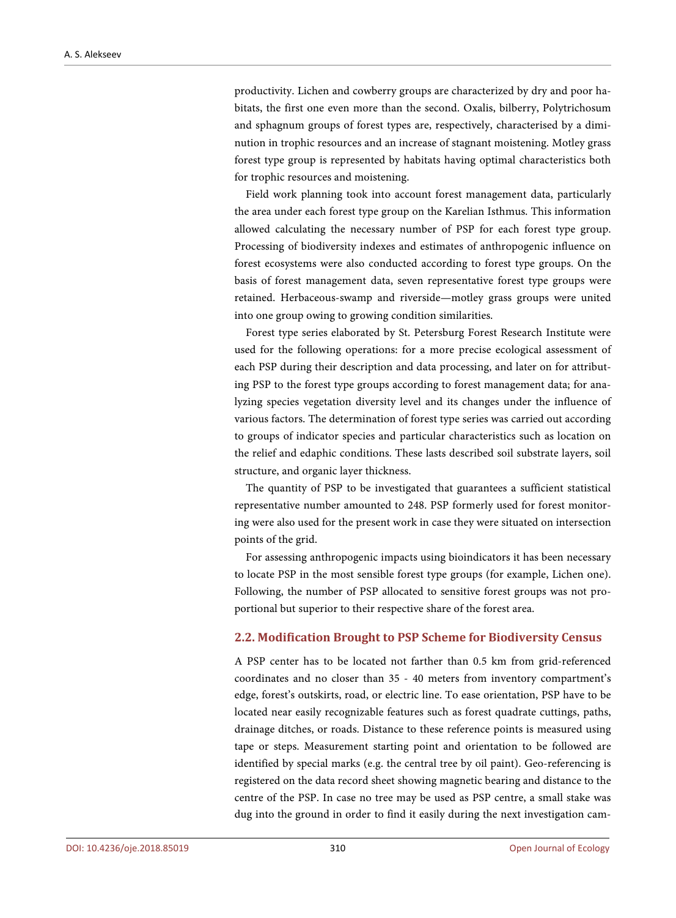productivity. Lichen and cowberry groups are characterized by dry and poor habitats, the first one even more than the second. Oxalis, bilberry, Polytrichosum and sphagnum groups of forest types are, respectively, characterised by a diminution in trophic resources and an increase of stagnant moistening. Motley grass forest type group is represented by habitats having optimal characteristics both for trophic resources and moistening.

Field work planning took into account forest management data, particularly the area under each forest type group on the Karelian Isthmus. This information allowed calculating the necessary number of PSP for each forest type group. Processing of biodiversity indexes and estimates of anthropogenic influence on forest ecosystems were also conducted according to forest type groups. On the basis of forest management data, seven representative forest type groups were retained. Herbaceous-swamp and riverside—motley grass groups were united into one group owing to growing condition similarities.

Forest type series elaborated by St. Petersburg Forest Research Institute were used for the following operations: for a more precise ecological assessment of each PSP during their description and data processing, and later on for attributing PSP to the forest type groups according to forest management data; for analyzing species vegetation diversity level and its changes under the influence of various factors. The determination of forest type series was carried out according to groups of indicator species and particular characteristics such as location on the relief and edaphic conditions. These lasts described soil substrate layers, soil structure, and organic layer thickness.

The quantity of PSP to be investigated that guarantees a sufficient statistical representative number amounted to 248. PSP formerly used for forest monitoring were also used for the present work in case they were situated on intersection points of the grid.

For assessing anthropogenic impacts using bioindicators it has been necessary to locate PSP in the most sensible forest type groups (for example, Lichen one). Following, the number of PSP allocated to sensitive forest groups was not proportional but superior to their respective share of the forest area.

## 2.2. Modification Brought to PSP Scheme for Biodiversity Census

A PSP center has to be located not farther than 0.5 km from grid-referenced coordinates and no closer than 35 - 40 meters from inventory compartment's edge, forest's outskirts, road, or electric line. To ease orientation, PSP have to be located near easily recognizable features such as forest quadrate cuttings, paths, drainage ditches, or roads. Distance to these reference points is measured using tape or steps. Measurement starting point and orientation to be followed are identified by special marks (e.g. the central tree by oil paint). Geo-referencing is registered on the data record sheet showing magnetic bearing and distance to the centre of the PSP. In case no tree may be used as PSP centre, a small stake was dug into the ground in order to find it easily during the next investigation cam-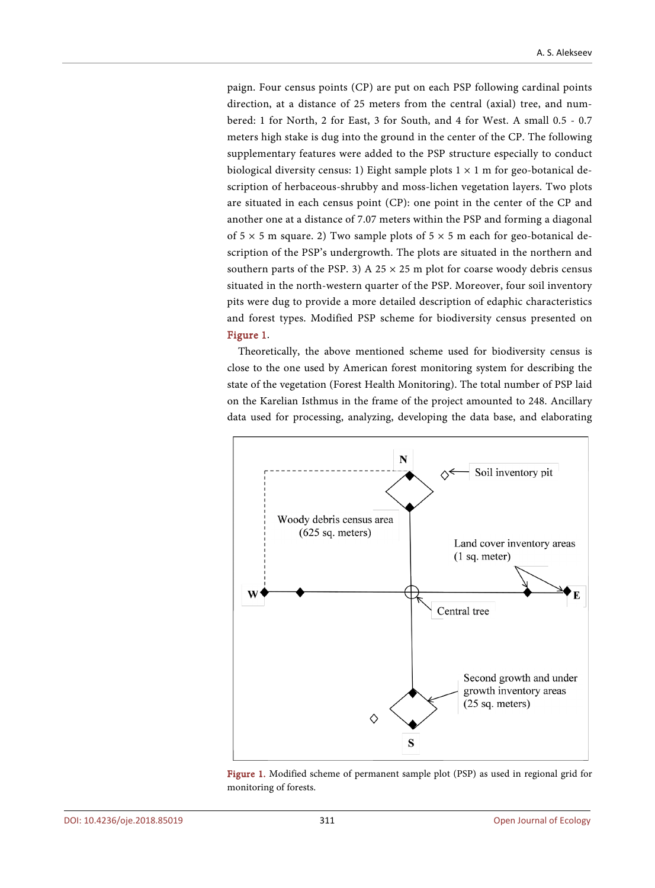paign. Four census points (CP) are put on each PSP following cardinal points direction, at a distance of 25 meters from the central (axial) tree, and numbered: 1 for North, 2 for East, 3 for South, and 4 for West. A small 0.5 - 0.7 meters high stake is dug into the ground in the center of the CP. The following supplementary features were added to the PSP structure especially to conduct biological diversity census: 1) Eight sample plots 1 × 1 m for geo-botanical description of herbaceous-shrubby and moss-lichen vegetation layers. Two plots are situated in each census point (CP): one point in the center of the CP and another one at a distance of 7.07 meters within the PSP and forming a diagonal of 5 × 5 m square. 2) Two sample plots of 5 × 5 m each for geo-botanical description of the PSP's undergrowth. The plots are situated in the northern and southern parts of the PSP. 3) A 25 × 25 m plot for coarse woody debris census situated in the north-western quarter of the PSP. Moreover, four soil inventory pits were dug to provide a more detailed description of edaphic characteristics and forest types. Modified PSP scheme for biodiversity census presented on Figure 1.

Theoretically, the above mentioned scheme used for biodiversity census is close to the one used by American forest monitoring system for describing the state of the vegetation (Forest Health Monitoring). The total number of PSP laid on the Karelian Isthmus in the frame of the project amounted to 248. Ancillary data used for processing, analyzing, developing the data base, and elaborating

Figure 1. Modified scheme of permanent sample plot (PSP) as used in regional grid for monitoring of forests.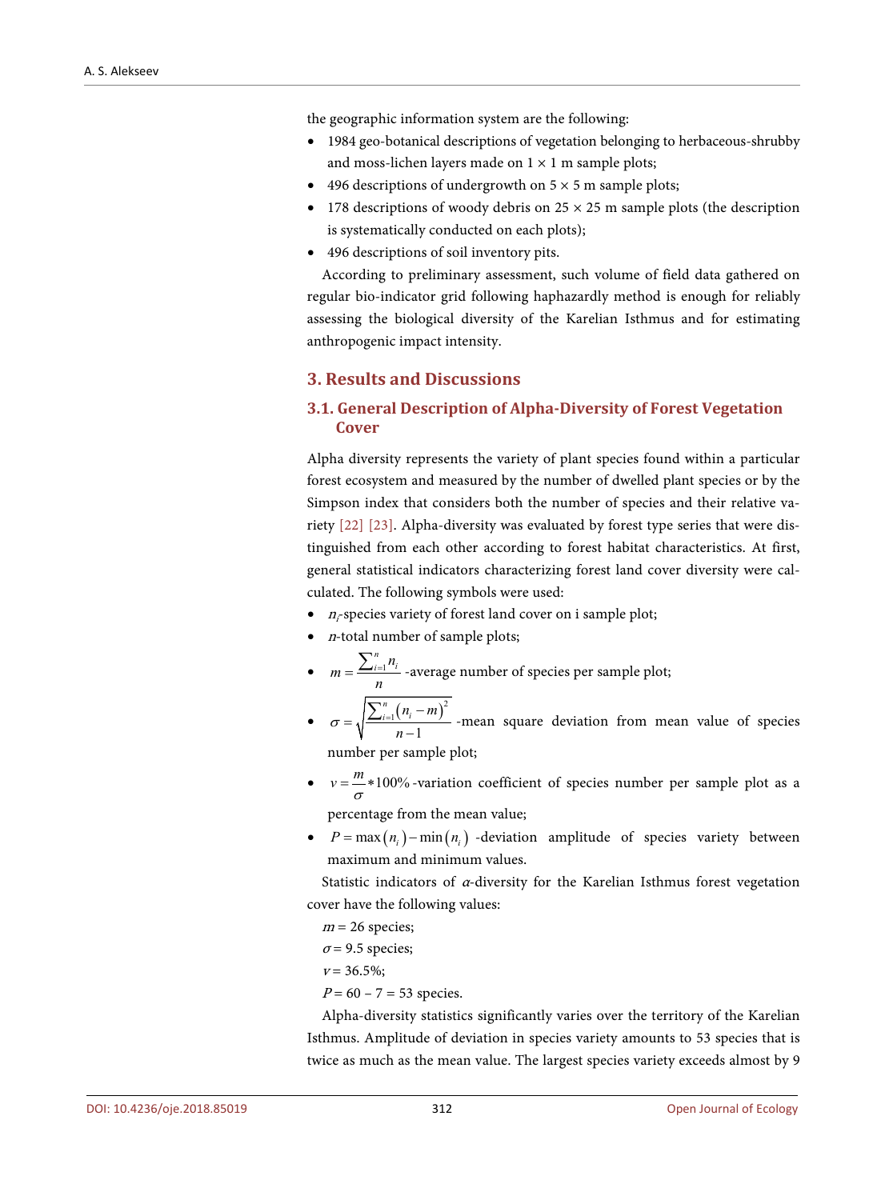the geographic information system are the following:

- 1984 geo-botanical descriptions of vegetation belonging to herbaceous-shrubby and moss-lichen layers made on 1 × 1 m sample plots;
- 496 descriptions of undergrowth on 5 × 5 m sample plots;
- 178 descriptions of woody debris on 25 × 25 m sample plots (the description is systematically conducted on each plots);
- 496 descriptions of soil inventory pits.

According to preliminary assessment, such volume of field data gathered on regular bio-indicator grid following haphazardly method is enough for reliably assessing the biological diversity of the Karelian Isthmus and for estimating anthropogenic impact intensity.

## 3. Results and Discussions

### 3.1. General Description of Alpha-Diversity of Forest Vegetation Cover

Alpha diversity represents the variety of plant species found within a particular forest ecosystem and measured by the number of dwelled plant species or by the Simpson index that considers both the number of species and their relative variety [22] [23]. Alpha-diversity was evaluated by forest type series that were distinguished from each other according to forest habitat characteristics. At first, general statistical indicators characterizing forest land cover diversity were calculated. The following symbols were used:

- $n_i$-species variety of forest land cover on i sample plot;
- $n$-total number of sample plots;
- $m = \frac{\sum_{i=1}^{n} n_i}{n}$ -average number of species per sample plot;
- $\sigma = \sqrt{\frac{\sum_{i=1}^{n}(n_i - m)^2}{n-1}}$ -mean square deviation from mean value of species number per sample plot;
- $v = \frac{m}{\sigma} * 100\%$ -variation coefficient of species number per sample plot as a percentage from the mean value;
- $P = \max(n_i) - \min(n_i)$ -deviation amplitude of species variety between maximum and minimum values.

Statistic indicators of $\alpha$-diversity for the Karelian Isthmus forest vegetation cover have the following values:

$m$ = 26 species;

$\sigma$ = 9.5 species;

$v$ = 36.5%;

$P$ = 60 − 7 = 53 species.

Alpha-diversity statistics significantly varies over the territory of the Karelian Isthmus. Amplitude of deviation in species variety amounts to 53 species that is twice as much as the mean value. The largest species variety exceeds almost by 9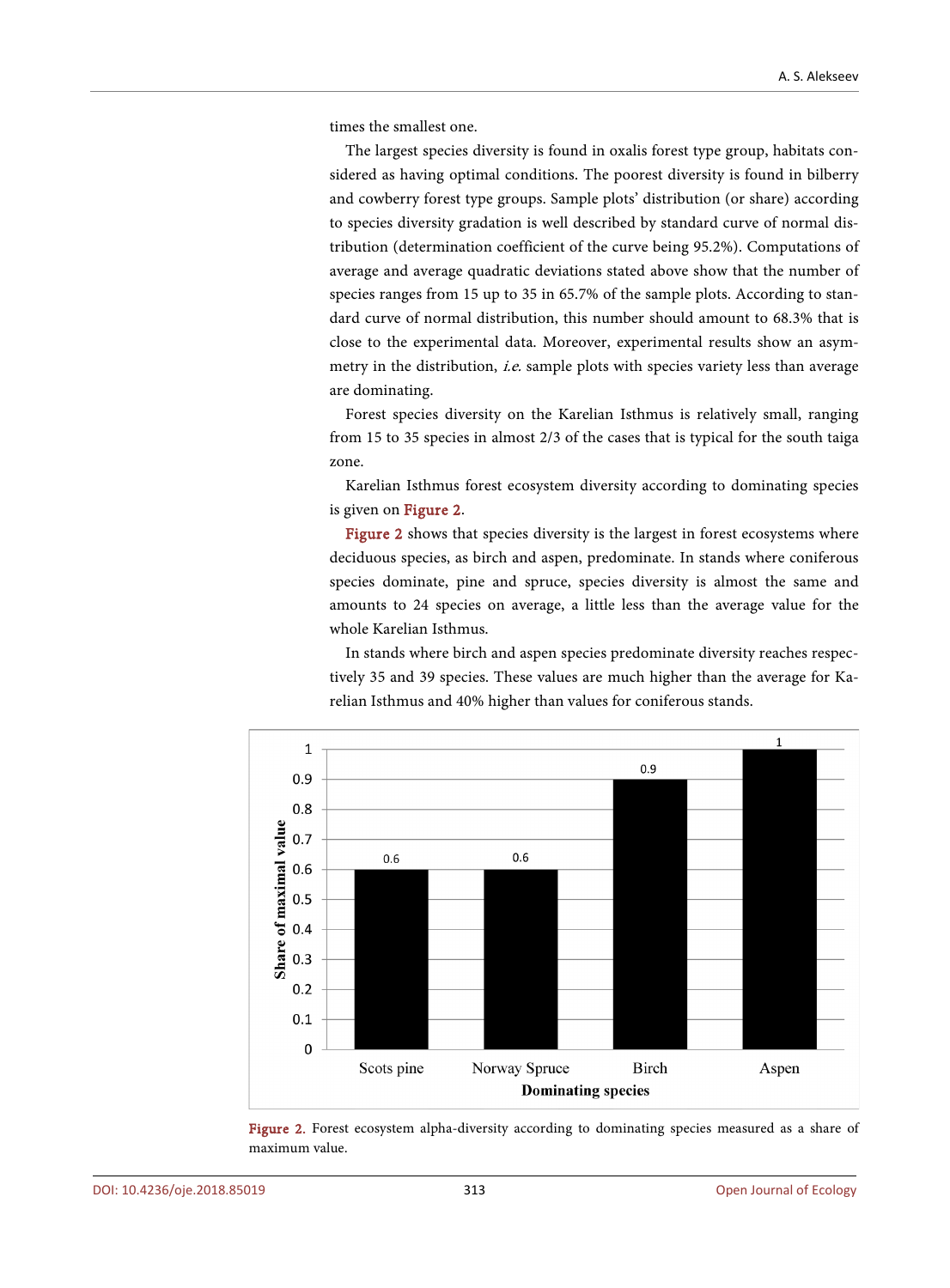times the smallest one.

The largest species diversity is found in oxalis forest type group, habitats considered as having optimal conditions. The poorest diversity is found in bilberry and cowberry forest type groups. Sample plots' distribution (or share) according to species diversity gradation is well described by standard curve of normal distribution (determination coefficient of the curve being 95.2%). Computations of average and average quadratic deviations stated above show that the number of species ranges from 15 up to 35 in 65.7% of the sample plots. According to standard curve of normal distribution, this number should amount to 68.3% that is close to the experimental data. Moreover, experimental results show an asymmetry in the distribution, *i.e.* sample plots with species variety less than average are dominating.

Forest species diversity on the Karelian Isthmus is relatively small, ranging from 15 to 35 species in almost 2/3 of the cases that is typical for the south taiga zone.

Karelian Isthmus forest ecosystem diversity according to dominating species is given on Figure 2.

Figure 2 shows that species diversity is the largest in forest ecosystems where deciduous species, as birch and aspen, predominate. In stands where coniferous species dominate, pine and spruce, species diversity is almost the same and amounts to 24 species on average, a little less than the average value for the whole Karelian Isthmus.

In stands where birch and aspen species predominate diversity reaches respectively 35 and 39 species. These values are much higher than the average for Karelian Isthmus and 40% higher than values for coniferous stands.

| Dominating species | Share of maximal value |
|---|---|
| Scots pine | 0.6 |
| Norway Spruce | 0.6 |
| Birch | 0.9 |
| Aspen | 1 |

Figure 2. Forest ecosystem alpha-diversity according to dominating species measured as a share of maximum value.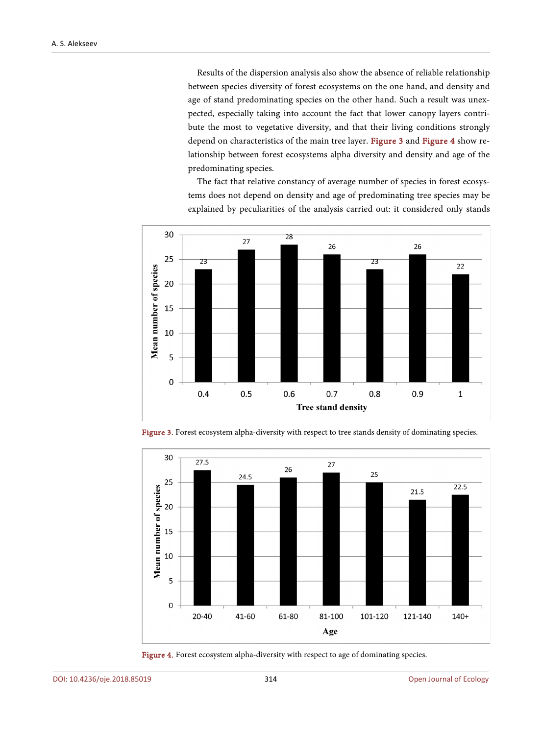Results of the dispersion analysis also show the absence of reliable relationship between species diversity of forest ecosystems on the one hand, and density and age of stand predominating species on the other hand. Such a result was unexpected, especially taking into account the fact that lower canopy layers contribute the most to vegetative diversity, and that their living conditions strongly depend on characteristics of the main tree layer. Figure 3 and Figure 4 show relationship between forest ecosystems alpha diversity and density and age of the predominating species.

The fact that relative constancy of average number of species in forest ecosystems does not depend on density and age of predominating tree species may be explained by peculiarities of the analysis carried out: it considered only stands

| Tree stand density | 0.4 | 0.5 | 0.6 | 0.7 | 0.8 | 0.9 | 1 |
|---|---|---|---|---|---|---|---|
| Mean number of species | 23 | 27 | 28 | 26 | 23 | 26 | 22 |

Figure 3. Forest ecosystem alpha-diversity with respect to tree stands density of dominating species.

| Age | 20-40 | 41-60 | 61-80 | 81-100 | 101-120 | 121-140 | 140+ |
|---|---|---|---|---|---|---|---|
| Mean number of species | 27.5 | 24.5 | 26 | 27 | 25 | 21.5 | 22.5 |

Figure 4. Forest ecosystem alpha-diversity with respect to age of dominating species.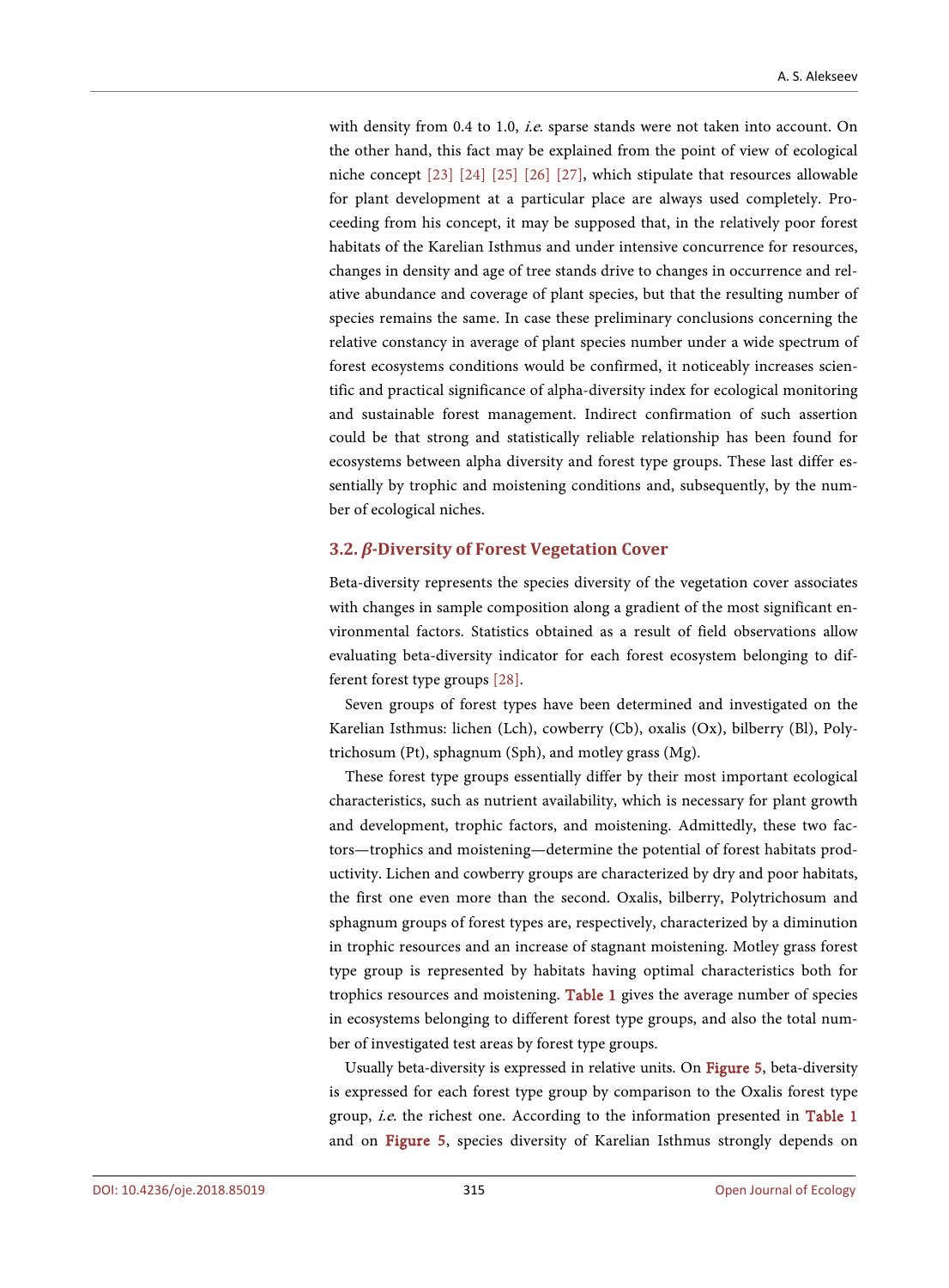with density from 0.4 to 1.0, *i.e.* sparse stands were not taken into account. On the other hand, this fact may be explained from the point of view of ecological niche concept [23] [24] [25] [26] [27], which stipulate that resources allowable for plant development at a particular place are always used completely. Proceeding from his concept, it may be supposed that, in the relatively poor forest habitats of the Karelian Isthmus and under intensive concurrence for resources, changes in density and age of tree stands drive to changes in occurrence and relative abundance and coverage of plant species, but that the resulting number of species remains the same. In case these preliminary conclusions concerning the relative constancy in average of plant species number under a wide spectrum of forest ecosystems conditions would be confirmed, it noticeably increases scientific and practical significance of alpha-diversity index for ecological monitoring and sustainable forest management. Indirect confirmation of such assertion could be that strong and statistically reliable relationship has been found for ecosystems between alpha diversity and forest type groups. These last differ essentially by trophic and moistening conditions and, subsequently, by the number of ecological niches.

### 3.2. *β*-Diversity of Forest Vegetation Cover

Beta-diversity represents the species diversity of the vegetation cover associates with changes in sample composition along a gradient of the most significant environmental factors. Statistics obtained as a result of field observations allow evaluating beta-diversity indicator for each forest ecosystem belonging to different forest type groups [28].

Seven groups of forest types have been determined and investigated on the Karelian Isthmus: lichen (Lch), cowberry (Cb), oxalis (Ox), bilberry (Bl), Polytrichosum (Pt), sphagnum (Sph), and motley grass (Mg).

These forest type groups essentially differ by their most important ecological characteristics, such as nutrient availability, which is necessary for plant growth and development, trophic factors, and moistening. Admittedly, these two factors—trophics and moistening—determine the potential of forest habitats productivity. Lichen and cowberry groups are characterized by dry and poor habitats, the first one even more than the second. Oxalis, bilberry, Polytrichosum and sphagnum groups of forest types are, respectively, characterized by a diminution in trophic resources and an increase of stagnant moistening. Motley grass forest type group is represented by habitats having optimal characteristics both for trophics resources and moistening. Table 1 gives the average number of species in ecosystems belonging to different forest type groups, and also the total number of investigated test areas by forest type groups.

Usually beta-diversity is expressed in relative units. On Figure 5, beta-diversity is expressed for each forest type group by comparison to the Oxalis forest type group, *i.e.* the richest one. According to the information presented in Table 1 and on Figure 5, species diversity of Karelian Isthmus strongly depends on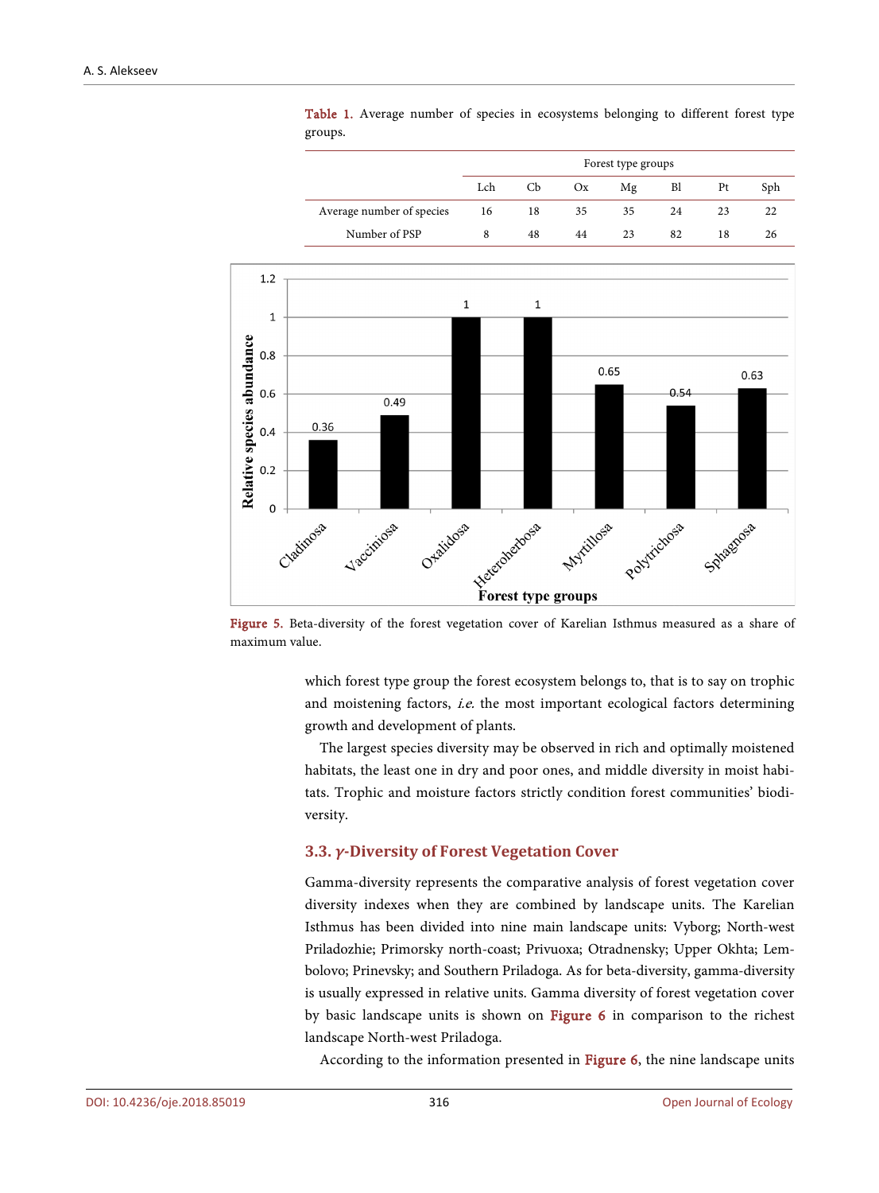Table 1. Average number of species in ecosystems belonging to different forest type groups.

| | Forest type groups | | | | | | |
|---|---|---|---|---|---|---|---|
| | Lch | Cb | Ox | Mg | Bl | Pt | Sph |
| Average number of species | 16 | 18 | 35 | 35 | 24 | 23 | 22 |
| Number of PSP | 8 | 48 | 44 | 23 | 82 | 18 | 26 |

Figure 5. Beta-diversity of the forest vegetation cover of Karelian Isthmus measured as a share of maximum value.

which forest type group the forest ecosystem belongs to, that is to say on trophic and moistening factors, *i.e.* the most important ecological factors determining growth and development of plants.

The largest species diversity may be observed in rich and optimally moistened habitats, the least one in dry and poor ones, and middle diversity in moist habitats. Trophic and moisture factors strictly condition forest communities' biodiversity.

### 3.3. γ-Diversity of Forest Vegetation Cover

Gamma-diversity represents the comparative analysis of forest vegetation cover diversity indexes when they are combined by landscape units. The Karelian Isthmus has been divided into nine main landscape units: Vyborg; North-west Priladozhie; Primorsky north-coast; Privuoxa; Otradnensky; Upper Okhta; Lembolovo; Prinevsky; and Southern Priladoga. As for beta-diversity, gamma-diversity is usually expressed in relative units. Gamma diversity of forest vegetation cover by basic landscape units is shown on Figure 6 in comparison to the richest landscape North-west Priladoga.

According to the information presented in Figure 6, the nine landscape units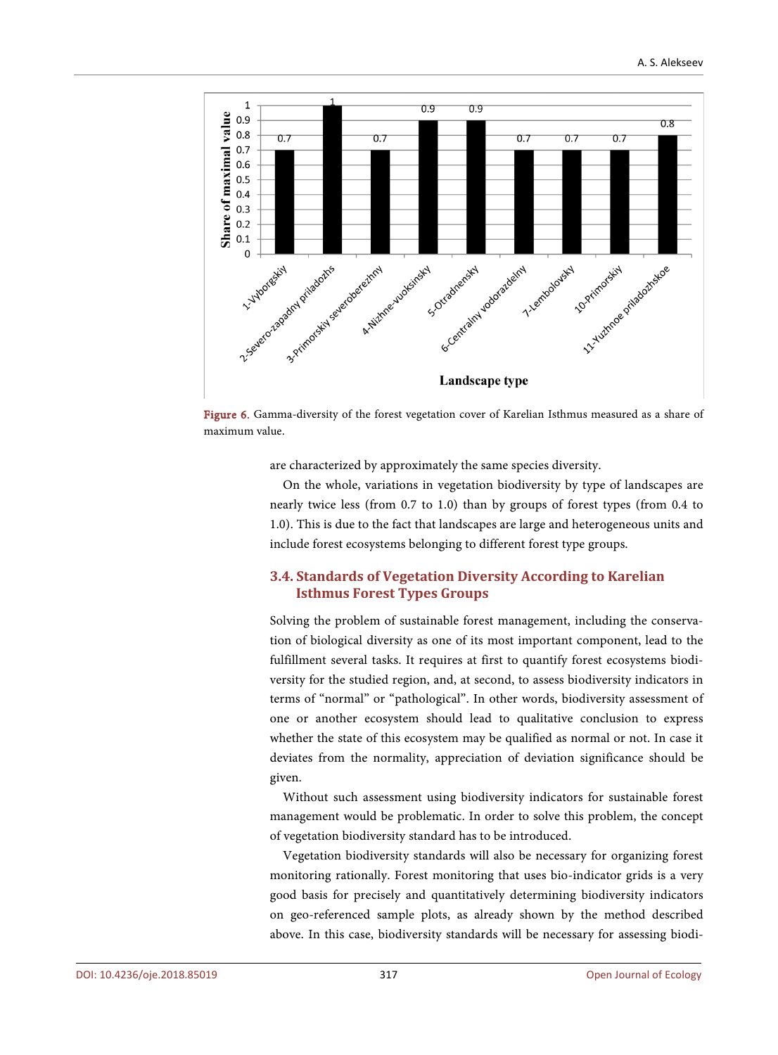Figure 6. Gamma-diversity of the forest vegetation cover of Karelian Isthmus measured as a share of maximum value.

are characterized by approximately the same species diversity.

On the whole, variations in vegetation biodiversity by type of landscapes are nearly twice less (from 0.7 to 1.0) than by groups of forest types (from 0.4 to 1.0). This is due to the fact that landscapes are large and heterogeneous units and include forest ecosystems belonging to different forest type groups.

### 3.4. Standards of Vegetation Diversity According to Karelian Isthmus Forest Types Groups

Solving the problem of sustainable forest management, including the conservation of biological diversity as one of its most important component, lead to the fulfillment several tasks. It requires at first to quantify forest ecosystems biodiversity for the studied region, and, at second, to assess biodiversity indicators in terms of "normal" or "pathological". In other words, biodiversity assessment of one or another ecosystem should lead to qualitative conclusion to express whether the state of this ecosystem may be qualified as normal or not. In case it deviates from the normality, appreciation of deviation significance should be given.

Without such assessment using biodiversity indicators for sustainable forest management would be problematic. In order to solve this problem, the concept of vegetation biodiversity standard has to be introduced.

Vegetation biodiversity standards will also be necessary for organizing forest monitoring rationally. Forest monitoring that uses bio-indicator grids is a very good basis for precisely and quantitatively determining biodiversity indicators on geo-referenced sample plots, as already shown by the method described above. In this case, biodiversity standards will be necessary for assessing biodi-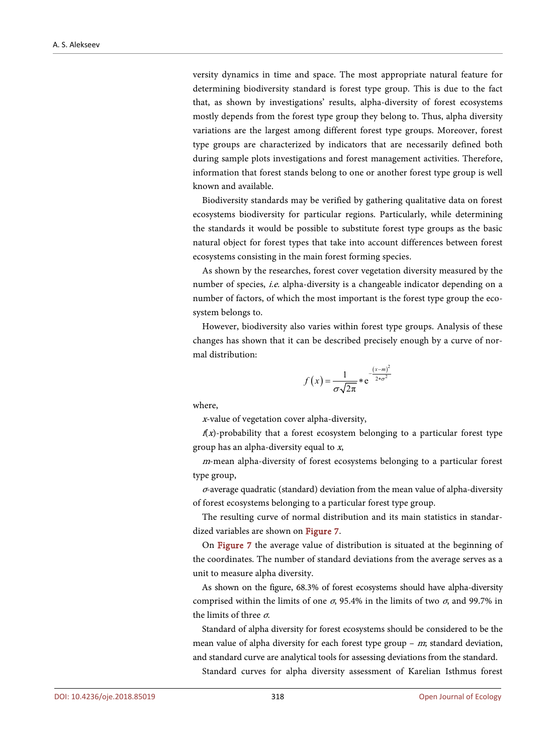versity dynamics in time and space. The most appropriate natural feature for determining biodiversity standard is forest type group. This is due to the fact that, as shown by investigations' results, alpha-diversity of forest ecosystems mostly depends from the forest type group they belong to. Thus, alpha diversity variations are the largest among different forest type groups. Moreover, forest type groups are characterized by indicators that are necessarily defined both during sample plots investigations and forest management activities. Therefore, information that forest stands belong to one or another forest type group is well known and available.

Biodiversity standards may be verified by gathering qualitative data on forest ecosystems biodiversity for particular regions. Particularly, while determining the standards it would be possible to substitute forest type groups as the basic natural object for forest types that take into account differences between forest ecosystems consisting in the main forest forming species.

As shown by the researches, forest cover vegetation diversity measured by the number of species, *i.e.* alpha-diversity is a changeable indicator depending on a number of factors, of which the most important is the forest type group the ecosystem belongs to.

However, biodiversity also varies within forest type groups. Analysis of these changes has shown that it can be described precisely enough by a curve of normal distribution:

$$f(x) = \frac{1}{\sigma\sqrt{2\pi}} * \mathrm{e}^{-\frac{(x-m)^2}{2*\sigma^2}}$$

where,

$x$-value of vegetation cover alpha-diversity,

$f(x)$-probability that a forest ecosystem belonging to a particular forest type group has an alpha-diversity equal to $x$,

$m$-mean alpha-diversity of forest ecosystems belonging to a particular forest type group,

$\sigma$-average quadratic (standard) deviation from the mean value of alpha-diversity of forest ecosystems belonging to a particular forest type group.

The resulting curve of normal distribution and its main statistics in standardized variables are shown on Figure 7.

On Figure 7 the average value of distribution is situated at the beginning of the coordinates. The number of standard deviations from the average serves as a unit to measure alpha diversity.

As shown on the figure, 68.3% of forest ecosystems should have alpha-diversity comprised within the limits of one $\sigma$, 95.4% in the limits of two $\sigma$, and 99.7% in the limits of three $\sigma$.

Standard of alpha diversity for forest ecosystems should be considered to be the mean value of alpha diversity for each forest type group – $m$; standard deviation, and standard curve are analytical tools for assessing deviations from the standard.

Standard curves for alpha diversity assessment of Karelian Isthmus forest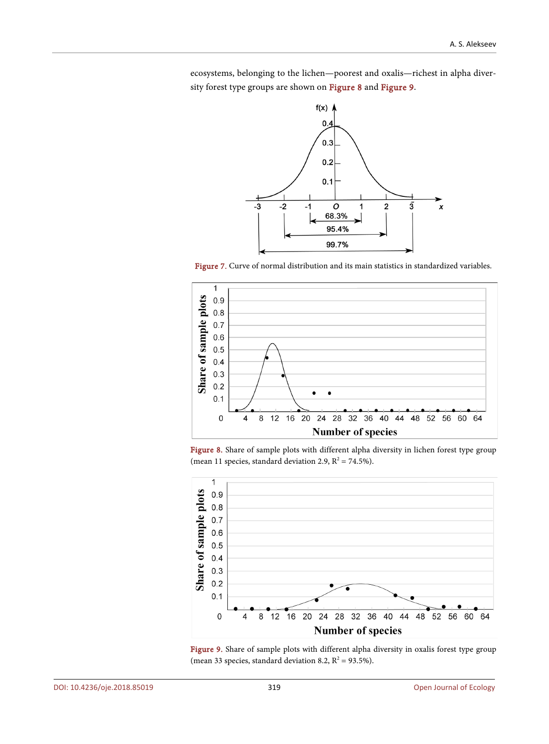ecosystems, belonging to the lichen—poorest and oxalis—richest in alpha diversity forest type groups are shown on Figure 8 and Figure 9.

Figure 7. Curve of normal distribution and its main statistics in standardized variables.

Figure 8. Share of sample plots with different alpha diversity in lichen forest type group (mean 11 species, standard deviation 2.9, $R^2 = 74.5\%$).

Figure 9. Share of sample plots with different alpha diversity in oxalis forest type group (mean 33 species, standard deviation 8.2, $R^2 = 93.5\%$).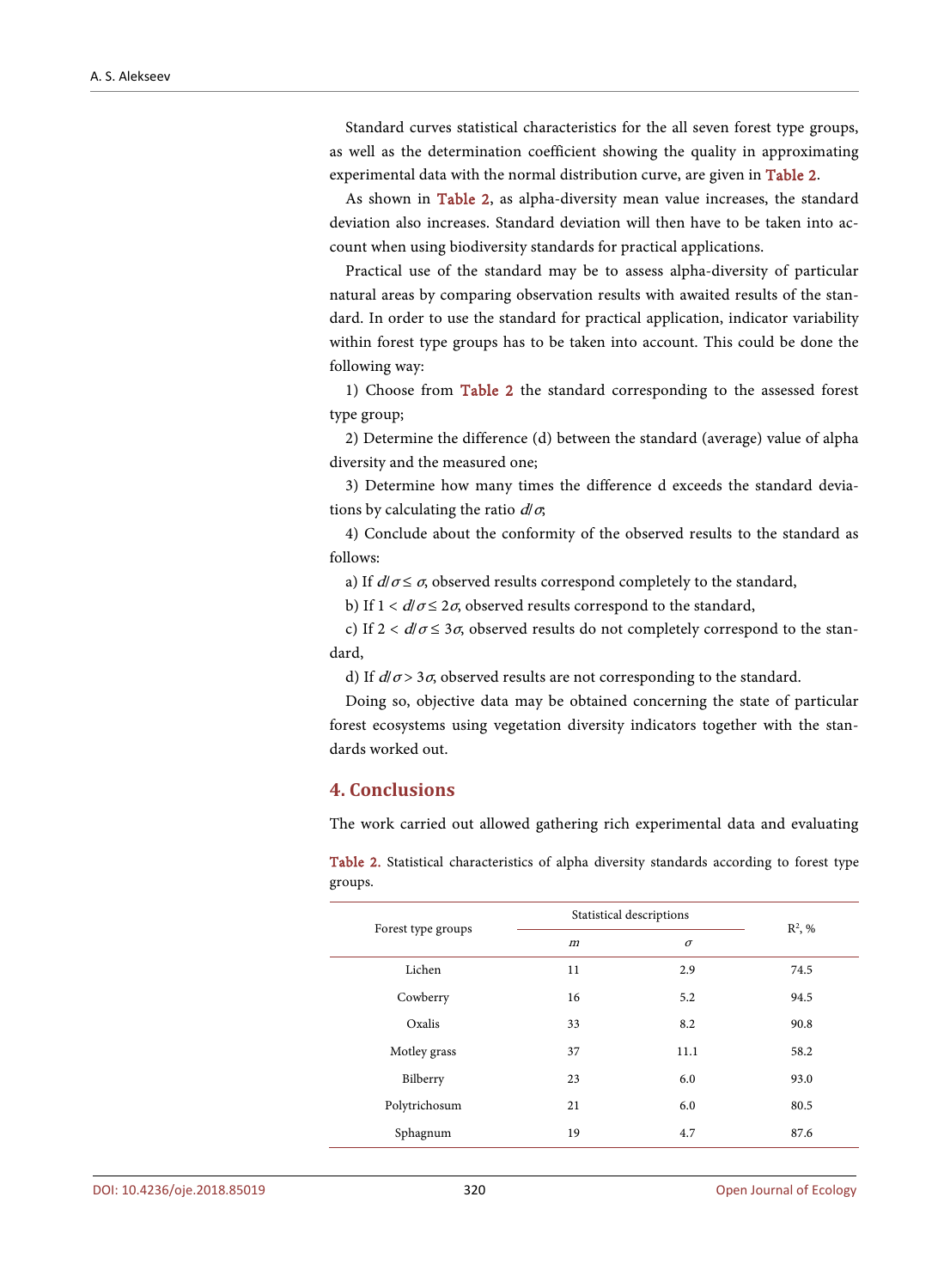Standard curves statistical characteristics for the all seven forest type groups, as well as the determination coefficient showing the quality in approximating experimental data with the normal distribution curve, are given in Table 2.

As shown in Table 2, as alpha-diversity mean value increases, the standard deviation also increases. Standard deviation will then have to be taken into account when using biodiversity standards for practical applications.

Practical use of the standard may be to assess alpha-diversity of particular natural areas by comparing observation results with awaited results of the standard. In order to use the standard for practical application, indicator variability within forest type groups has to be taken into account. This could be done the following way:

1) Choose from Table 2 the standard corresponding to the assessed forest type group;

2) Determine the difference (d) between the standard (average) value of alpha diversity and the measured one;

3) Determine how many times the difference d exceeds the standard deviations by calculating the ratio $d/\sigma$;

4) Conclude about the conformity of the observed results to the standard as follows:

a) If $d/\sigma \leq \sigma$, observed results correspond completely to the standard,

b) If $1 < d/\sigma \leq 2\sigma$, observed results correspond to the standard,

c) If $2 < d/\sigma \leq 3\sigma$, observed results do not completely correspond to the standard,

d) If $d/\sigma > 3\sigma$, observed results are not corresponding to the standard.

Doing so, objective data may be obtained concerning the state of particular forest ecosystems using vegetation diversity indicators together with the standards worked out.

## 4. Conclusions

The work carried out allowed gathering rich experimental data and evaluating

Table 2. Statistical characteristics of alpha diversity standards according to forest type groups.

| Forest type groups | Statistical descriptions | | $R^2$, % |
|---|---|---|---|
| | $m$ | $\sigma$ | |
| Lichen | 11 | 2.9 | 74.5 |
| Cowberry | 16 | 5.2 | 94.5 |
| Oxalis | 33 | 8.2 | 90.8 |
| Motley grass | 37 | 11.1 | 58.2 |
| Bilberry | 23 | 6.0 | 93.0 |
| Polytrichosum | 21 | 6.0 | 80.5 |
| Sphagnum | 19 | 4.7 | 87.6 |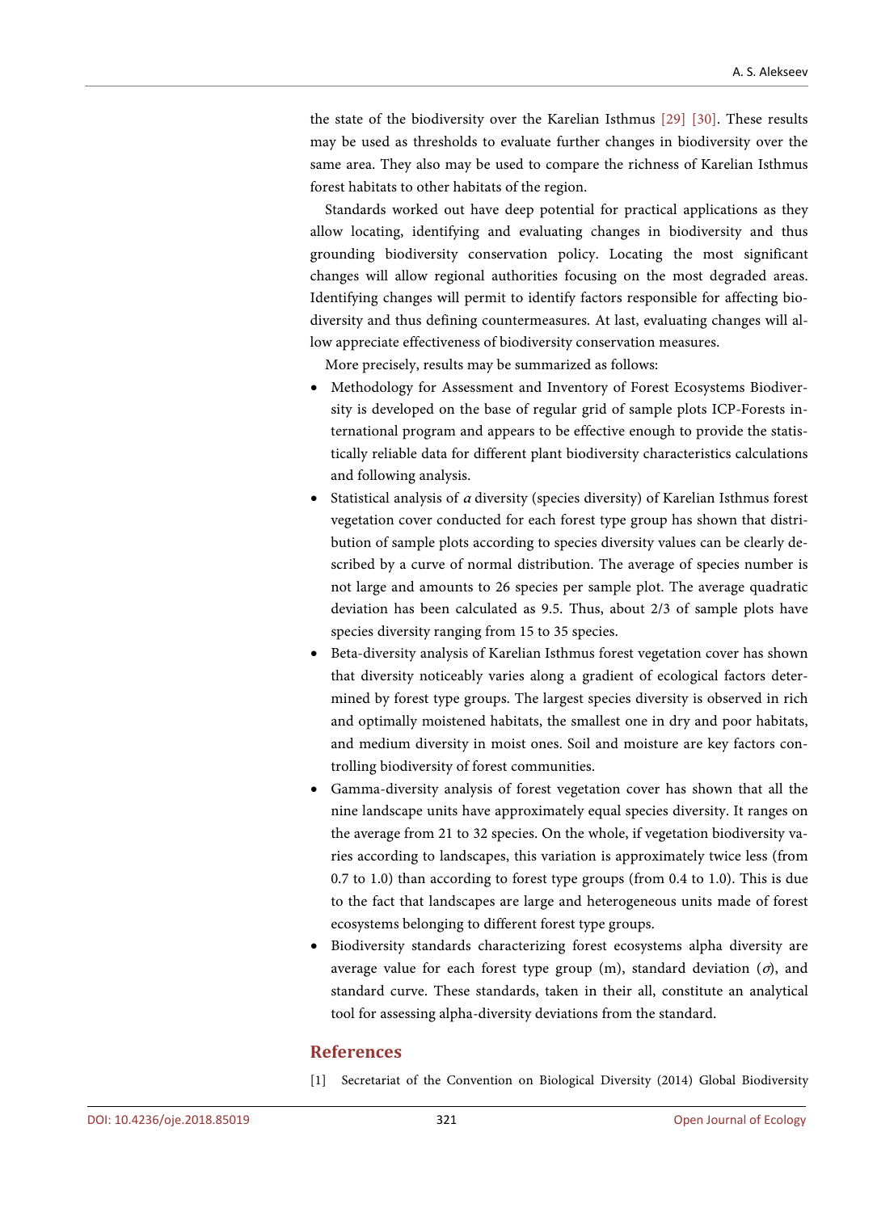the state of the biodiversity over the Karelian Isthmus [29] [30]. These results may be used as thresholds to evaluate further changes in biodiversity over the same area. They also may be used to compare the richness of Karelian Isthmus forest habitats to other habitats of the region.

Standards worked out have deep potential for practical applications as they allow locating, identifying and evaluating changes in biodiversity and thus grounding biodiversity conservation policy. Locating the most significant changes will allow regional authorities focusing on the most degraded areas. Identifying changes will permit to identify factors responsible for affecting biodiversity and thus defining countermeasures. At last, evaluating changes will allow appreciate effectiveness of biodiversity conservation measures.

More precisely, results may be summarized as follows:

- Methodology for Assessment and Inventory of Forest Ecosystems Biodiversity is developed on the base of regular grid of sample plots ICP-Forests international program and appears to be effective enough to provide the statistically reliable data for different plant biodiversity characteristics calculations and following analysis.
- Statistical analysis of $\alpha$ diversity (species diversity) of Karelian Isthmus forest vegetation cover conducted for each forest type group has shown that distribution of sample plots according to species diversity values can be clearly described by a curve of normal distribution. The average of species number is not large and amounts to 26 species per sample plot. The average quadratic deviation has been calculated as 9.5. Thus, about 2/3 of sample plots have species diversity ranging from 15 to 35 species.
- Beta-diversity analysis of Karelian Isthmus forest vegetation cover has shown that diversity noticeably varies along a gradient of ecological factors determined by forest type groups. The largest species diversity is observed in rich and optimally moistened habitats, the smallest one in dry and poor habitats, and medium diversity in moist ones. Soil and moisture are key factors controlling biodiversity of forest communities.
- Gamma-diversity analysis of forest vegetation cover has shown that all the nine landscape units have approximately equal species diversity. It ranges on the average from 21 to 32 species. On the whole, if vegetation biodiversity varies according to landscapes, this variation is approximately twice less (from 0.7 to 1.0) than according to forest type groups (from 0.4 to 1.0). This is due to the fact that landscapes are large and heterogeneous units made of forest ecosystems belonging to different forest type groups.
- Biodiversity standards characterizing forest ecosystems alpha diversity are average value for each forest type group (m), standard deviation ($\sigma$), and standard curve. These standards, taken in their all, constitute an analytical tool for assessing alpha-diversity deviations from the standard.

## References

[1] Secretariat of the Convention on Biological Diversity (2014) Global Biodiversity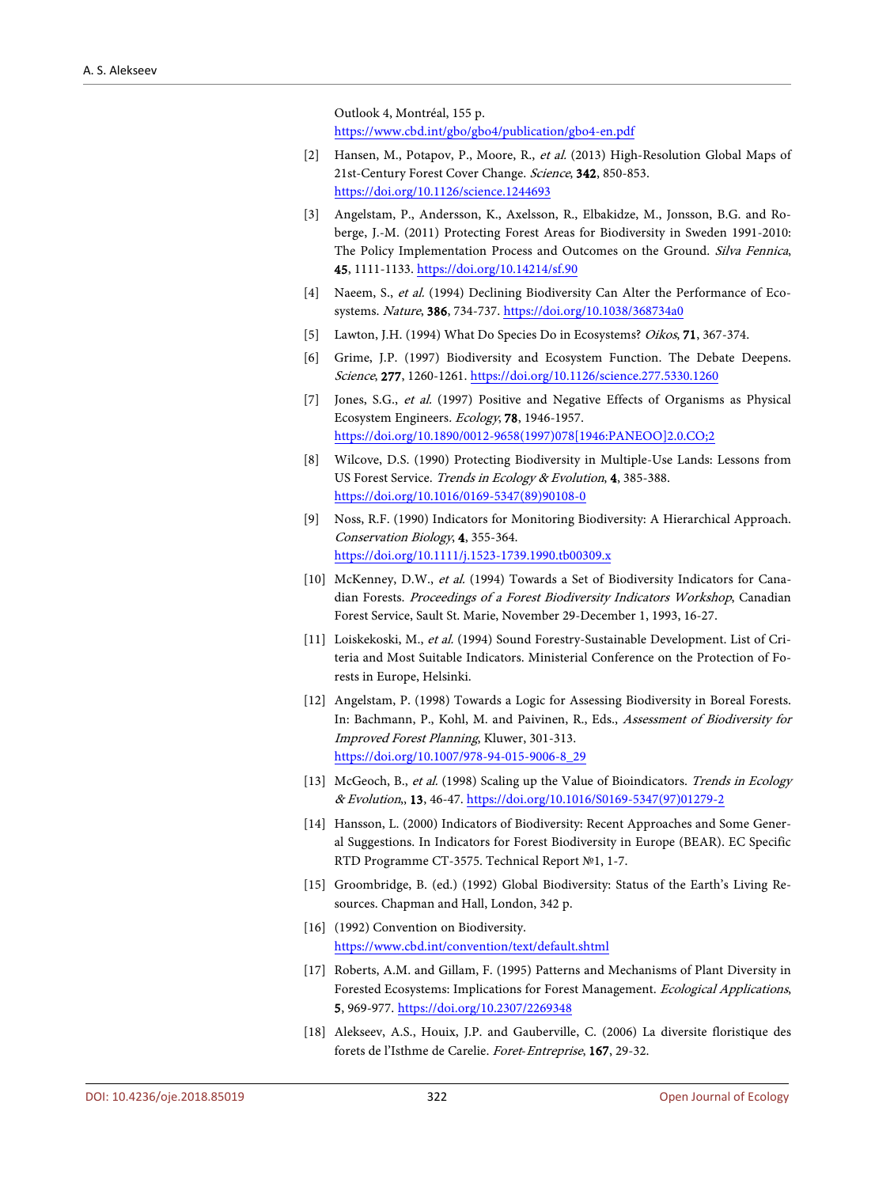Outlook 4, Montréal, 155 p.
https://www.cbd.int/gbo/gbo4/publication/gbo4-en.pdf

[2] Hansen, M., Potapov, P., Moore, R., *et al.* (2013) High-Resolution Global Maps of 21st-Century Forest Cover Change. *Science*, **342**, 850-853. https://doi.org/10.1126/science.1244693

[3] Angelstam, P., Andersson, K., Axelsson, R., Elbakidze, M., Jonsson, B.G. and Roberge, J.-M. (2011) Protecting Forest Areas for Biodiversity in Sweden 1991-2010: The Policy Implementation Process and Outcomes on the Ground. *Silva Fennica*, **45**, 1111-1133. https://doi.org/10.14214/sf.90

[4] Naeem, S., *et al.* (1994) Declining Biodiversity Can Alter the Performance of Ecosystems. *Nature*, **386**, 734-737. https://doi.org/10.1038/368734a0

[5] Lawton, J.H. (1994) What Do Species Do in Ecosystems? *Oikos*, **71**, 367-374.

[6] Grime, J.P. (1997) Biodiversity and Ecosystem Function. The Debate Deepens. *Science*, **277**, 1260-1261. https://doi.org/10.1126/science.277.5330.1260

[7] Jones, S.G., *et al.* (1997) Positive and Negative Effects of Organisms as Physical Ecosystem Engineers. *Ecology*, **78**, 1946-1957. https://doi.org/10.1890/0012-9658(1997)078[1946:PANEOO]2.0.CO;2

[8] Wilcove, D.S. (1990) Protecting Biodiversity in Multiple-Use Lands: Lessons from US Forest Service. *Trends in Ecology & Evolution*, **4**, 385-388. https://doi.org/10.1016/0169-5347(89)90108-0

[9] Noss, R.F. (1990) Indicators for Monitoring Biodiversity: A Hierarchical Approach. *Conservation Biology*, **4**, 355-364. https://doi.org/10.1111/j.1523-1739.1990.tb00309.x

[10] McKenney, D.W., *et al.* (1994) Towards a Set of Biodiversity Indicators for Canadian Forests. *Proceedings of a Forest Biodiversity Indicators Workshop*, Canadian Forest Service, Sault St. Marie, November 29-December 1, 1993, 16-27.

[11] Loiskekoski, M., *et al.* (1994) Sound Forestry-Sustainable Development. List of Criteria and Most Suitable Indicators. Ministerial Conference on the Protection of Forests in Europe, Helsinki.

[12] Angelstam, P. (1998) Towards a Logic for Assessing Biodiversity in Boreal Forests. In: Bachmann, P., Kohl, M. and Paivinen, R., Eds., *Assessment of Biodiversity for Improved Forest Planning*, Kluwer, 301-313. https://doi.org/10.1007/978-94-015-9006-8_29

[13] McGeoch, B., *et al.* (1998) Scaling up the Value of Bioindicators. *Trends in Ecology & Evolution*,, **13**, 46-47. https://doi.org/10.1016/S0169-5347(97)01279-2

[14] Hansson, L. (2000) Indicators of Biodiversity: Recent Approaches and Some General Suggestions. In Indicators for Forest Biodiversity in Europe (BEAR). EC Specific RTD Programme CT-3575. Technical Report №1, 1-7.

[15] Groombridge, B. (ed.) (1992) Global Biodiversity: Status of the Earth's Living Resources. Chapman and Hall, London, 342 p.

[16] (1992) Convention on Biodiversity. https://www.cbd.int/convention/text/default.shtml

[17] Roberts, A.M. and Gillam, F. (1995) Patterns and Mechanisms of Plant Diversity in Forested Ecosystems: Implications for Forest Management. *Ecological Applications*, **5**, 969-977. https://doi.org/10.2307/2269348

[18] Alekseev, A.S., Houix, J.P. and Gauberville, C. (2006) La diversite floristique des forets de l'Isthme de Carelie. *Foret-Entreprise*, **167**, 29-32.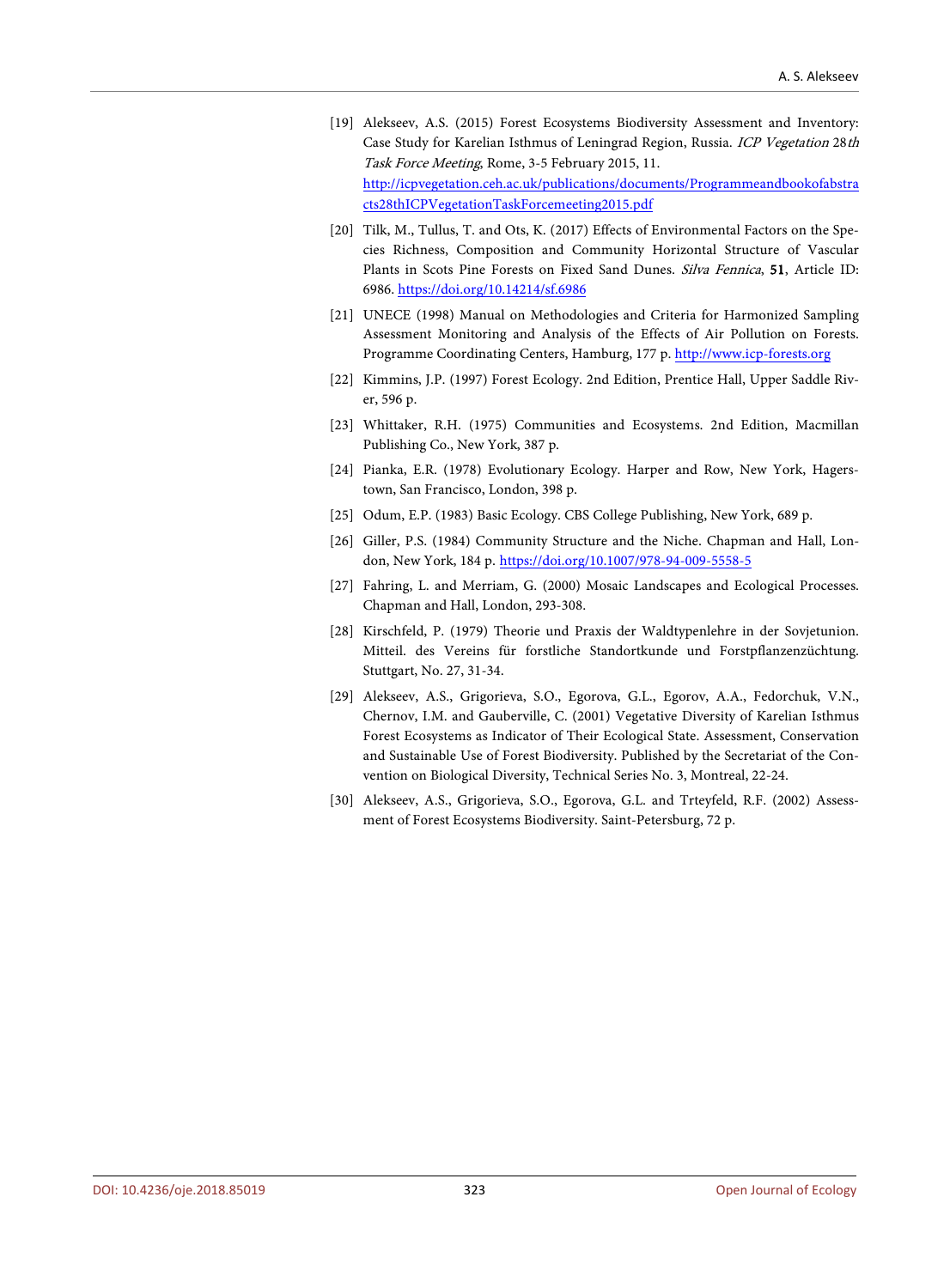[19] Alekseev, A.S. (2015) Forest Ecosystems Biodiversity Assessment and Inventory: Case Study for Karelian Isthmus of Leningrad Region, Russia. *ICP Vegetation 28th Task Force Meeting*, Rome, 3-5 February 2015, 11. http://icpvegetation.ceh.ac.uk/publications/documents/Programmeandbookofabstracts28thICPVegetationTaskForcemeeting2015.pdf

[20] Tilk, M., Tullus, T. and Ots, K. (2017) Effects of Environmental Factors on the Species Richness, Composition and Community Horizontal Structure of Vascular Plants in Scots Pine Forests on Fixed Sand Dunes. *Silva Fennica*, **51**, Article ID: 6986. https://doi.org/10.14214/sf.6986

[21] UNECE (1998) Manual on Methodologies and Criteria for Harmonized Sampling Assessment Monitoring and Analysis of the Effects of Air Pollution on Forests. Programme Coordinating Centers, Hamburg, 177 p. http://www.icp-forests.org

[22] Kimmins, J.P. (1997) Forest Ecology. 2nd Edition, Prentice Hall, Upper Saddle River, 596 p.

[23] Whittaker, R.H. (1975) Communities and Ecosystems. 2nd Edition, Macmillan Publishing Co., New York, 387 p.

[24] Pianka, E.R. (1978) Evolutionary Ecology. Harper and Row, New York, Hagerstown, San Francisco, London, 398 p.

[25] Odum, E.P. (1983) Basic Ecology. CBS College Publishing, New York, 689 p.

[26] Giller, P.S. (1984) Community Structure and the Niche. Chapman and Hall, London, New York, 184 p. https://doi.org/10.1007/978-94-009-5558-5

[27] Fahring, L. and Merriam, G. (2000) Mosaic Landscapes and Ecological Processes. Chapman and Hall, London, 293-308.

[28] Kirschfeld, P. (1979) Theorie und Praxis der Waldtypenlehre in der Sovjetunion. Mitteil. des Vereins für forstliche Standortkunde und Forstpflanzenzüchtung. Stuttgart, No. 27, 31-34.

[29] Alekseev, A.S., Grigorieva, S.O., Egorova, G.L., Egorov, A.A., Fedorchuk, V.N., Chernov, I.M. and Gauberville, C. (2001) Vegetative Diversity of Karelian Isthmus Forest Ecosystems as Indicator of Their Ecological State. Assessment, Conservation and Sustainable Use of Forest Biodiversity. Published by the Secretariat of the Convention on Biological Diversity, Technical Series No. 3, Montreal, 22-24.

[30] Alekseev, A.S., Grigorieva, S.O., Egorova, G.L. and Trteyfeld, R.F. (2002) Assessment of Forest Ecosystems Biodiversity. Saint-Petersburg, 72 p.